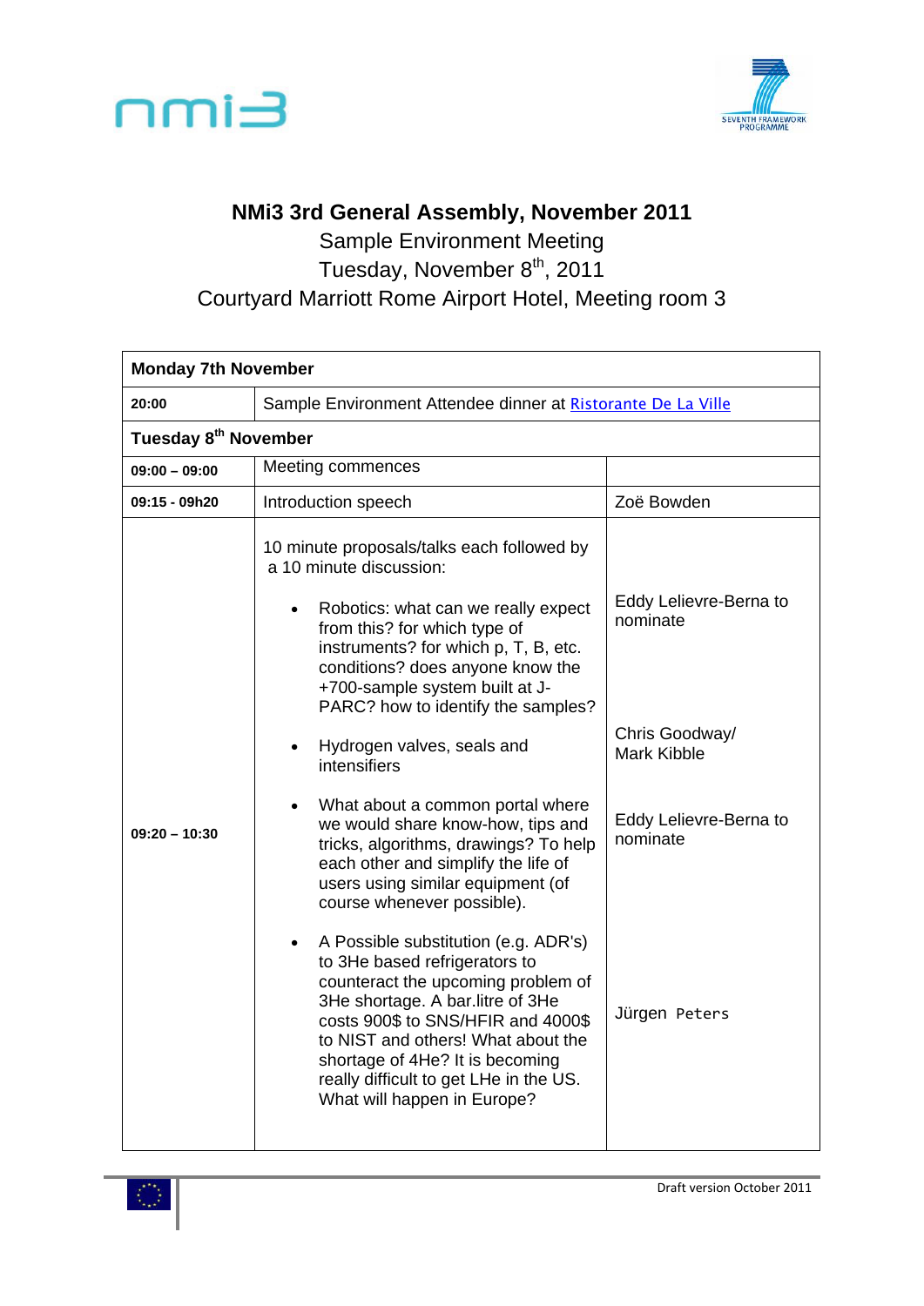# NMi3 3rd General Assembly, November 2011

Sample Environment Meeting

Tuesday, November 8th, 2011

Courtyard Marriott Rome Airport Hotel, Meeting room 3

| **Monday 7th November** | | |
|---|---|---|
| **20:00** | Sample Environment Attendee dinner at Ristorante De La Ville | |
| **Tuesday 8th November** | | |
| **09:00 – 09:00** | Meeting commences | |
| **09:15 - 09h20** | Introduction speech | Zoë Bowden |
| **09:20 – 10:30** | 10 minute proposals/talks each followed by a 10 minute discussion:<br><br>• Robotics: what can we really expect from this? for which type of instruments? for which p, T, B, etc. conditions? does anyone know the +700-sample system built at J-PARC? how to identify the samples?<br><br>• Hydrogen valves, seals and intensifiers<br><br>• What about a common portal where we would share know-how, tips and tricks, algorithms, drawings? To help each other and simplify the life of users using similar equipment (of course whenever possible).<br><br>• A Possible substitution (e.g. ADR's) to 3He based refrigerators to counteract the upcoming problem of 3He shortage. A bar.litre of 3He costs 900$ to SNS/HFIR and 4000$ to NIST and others! What about the shortage of 4He? It is becoming really difficult to get LHe in the US. What will happen in Europe? | Eddy Lelievre-Berna to nominate<br><br>Chris Goodway/ Mark Kibble<br><br>Eddy Lelievre-Berna to nominate<br><br>Jürgen Peters |

Draft version October 2011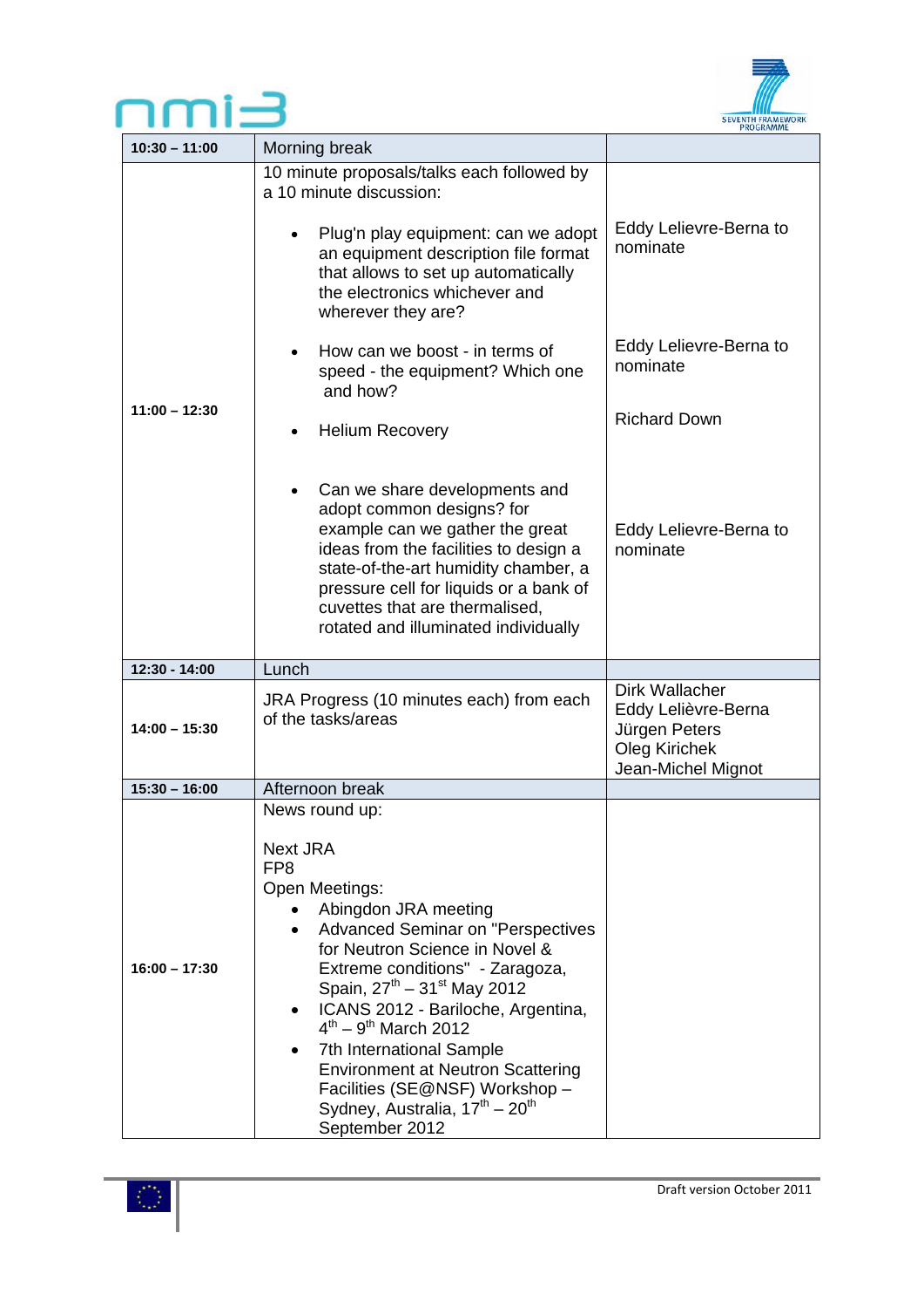| | | |
|---|---|---|
| **10:30 – 11:00** | Morning break | |
| **11:00 – 12:30** | 10 minute proposals/talks each followed by a 10 minute discussion:<br>• Plug'n play equipment: can we adopt an equipment description file format that allows to set up automatically the electronics whichever and wherever they are?<br>• How can we boost - in terms of speed - the equipment? Which one and how?<br>• Helium Recovery<br>• Can we share developments and adopt common designs? for example can we gather the great ideas from the facilities to design a state-of-the-art humidity chamber, a pressure cell for liquids or a bank of cuvettes that are thermalised, rotated and illuminated individually | Eddy Lelievre-Berna to nominate<br>Eddy Lelievre-Berna to nominate<br>Richard Down<br>Eddy Lelievre-Berna to nominate |
| **12:30 - 14:00** | Lunch | |
| **14:00 – 15:30** | JRA Progress (10 minutes each) from each of the tasks/areas | Dirk Wallacher<br>Eddy Lelièvre-Berna<br>Jürgen Peters<br>Oleg Kirichek<br>Jean-Michel Mignot |
| **15:30 – 16:00** | Afternoon break | |
| **16:00 – 17:30** | News round up:<br>Next JRA<br>FP8<br>Open Meetings:<br>• Abingdon JRA meeting<br>• Advanced Seminar on "Perspectives for Neutron Science in Novel & Extreme conditions" - Zaragoza, Spain, 27th – 31st May 2012<br>• ICANS 2012 - Bariloche, Argentina, 4th – 9th March 2012<br>• 7th International Sample Environment at Neutron Scattering Facilities (SE@NSF) Workshop – Sydney, Australia, 17th – 20th September 2012 | |